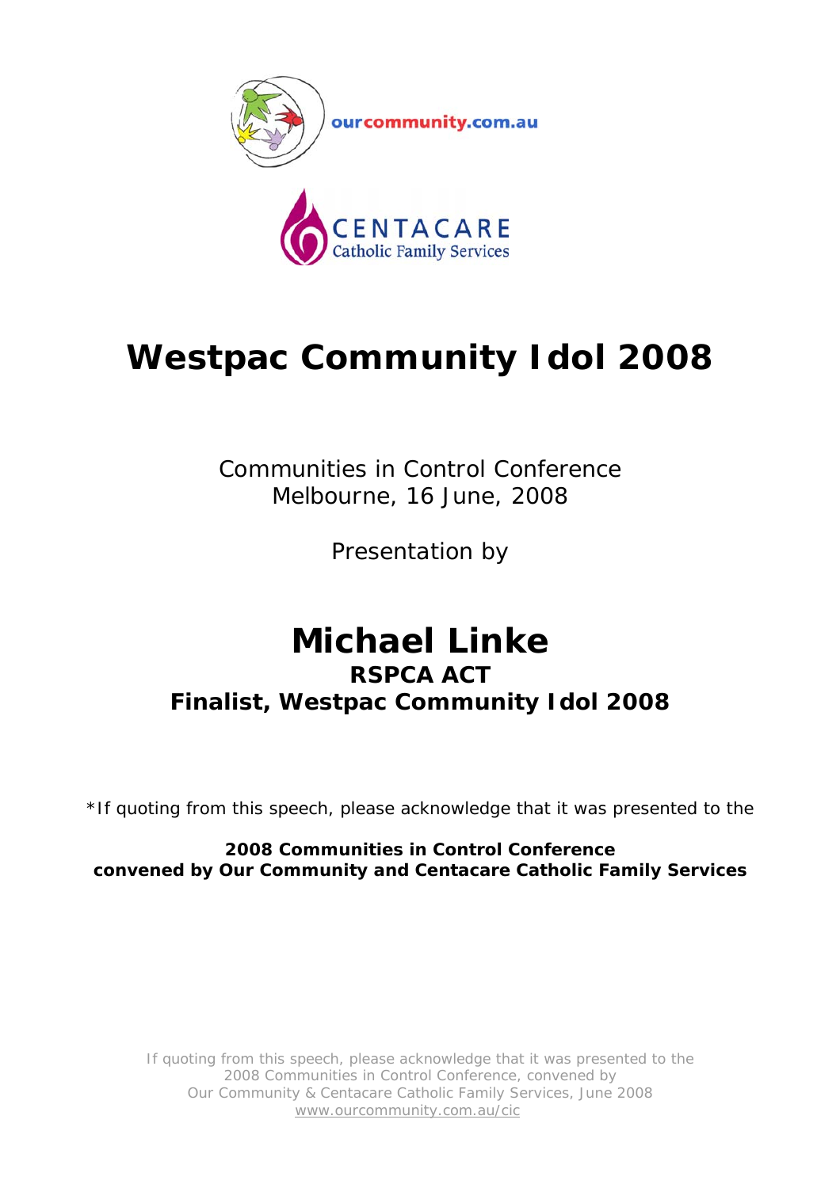ourcommunity.com.au

CENTACARE
Catholic Family Services

# Westpac Community Idol 2008

Communities in Control Conference
Melbourne, 16 June, 2008

Presentation by

# Michael Linke
## RSPCA ACT
## Finalist, Westpac Community Idol 2008

*If quoting from this speech, please acknowledge that it was presented to the

**2008 Communities in Control Conference**
**convened by Our Community and Centacare Catholic Family Services**

If quoting from this speech, please acknowledge that it was presented to the 2008 Communities in Control Conference, convened by Our Community & Centacare Catholic Family Services, June 2008
www.ourcommunity.com.au/cic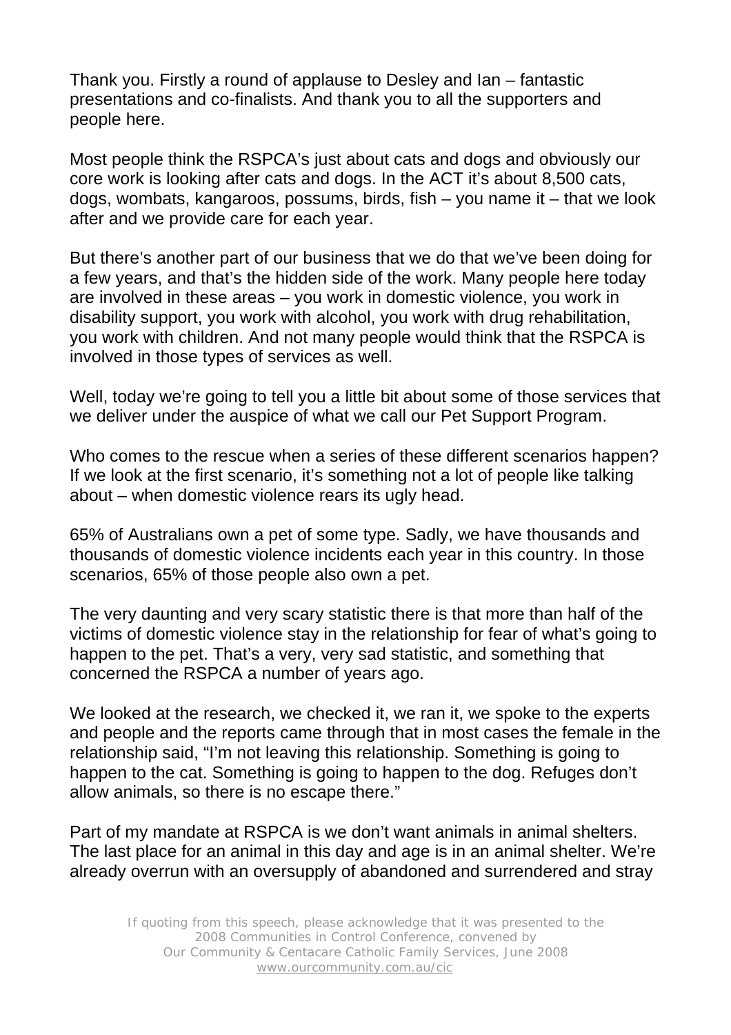Thank you. Firstly a round of applause to Desley and Ian – fantastic presentations and co-finalists. And thank you to all the supporters and people here.

Most people think the RSPCA's just about cats and dogs and obviously our core work is looking after cats and dogs. In the ACT it's about 8,500 cats, dogs, wombats, kangaroos, possums, birds, fish – you name it – that we look after and we provide care for each year.

But there's another part of our business that we do that we've been doing for a few years, and that's the hidden side of the work. Many people here today are involved in these areas – you work in domestic violence, you work in disability support, you work with alcohol, you work with drug rehabilitation, you work with children. And not many people would think that the RSPCA is involved in those types of services as well.

Well, today we're going to tell you a little bit about some of those services that we deliver under the auspice of what we call our Pet Support Program.

Who comes to the rescue when a series of these different scenarios happen? If we look at the first scenario, it's something not a lot of people like talking about – when domestic violence rears its ugly head.

65% of Australians own a pet of some type. Sadly, we have thousands and thousands of domestic violence incidents each year in this country. In those scenarios, 65% of those people also own a pet.

The very daunting and very scary statistic there is that more than half of the victims of domestic violence stay in the relationship for fear of what's going to happen to the pet. That's a very, very sad statistic, and something that concerned the RSPCA a number of years ago.

We looked at the research, we checked it, we ran it, we spoke to the experts and people and the reports came through that in most cases the female in the relationship said, "I'm not leaving this relationship. Something is going to happen to the cat. Something is going to happen to the dog. Refuges don't allow animals, so there is no escape there."

Part of my mandate at RSPCA is we don't want animals in animal shelters. The last place for an animal in this day and age is in an animal shelter. We're already overrun with an oversupply of abandoned and surrendered and stray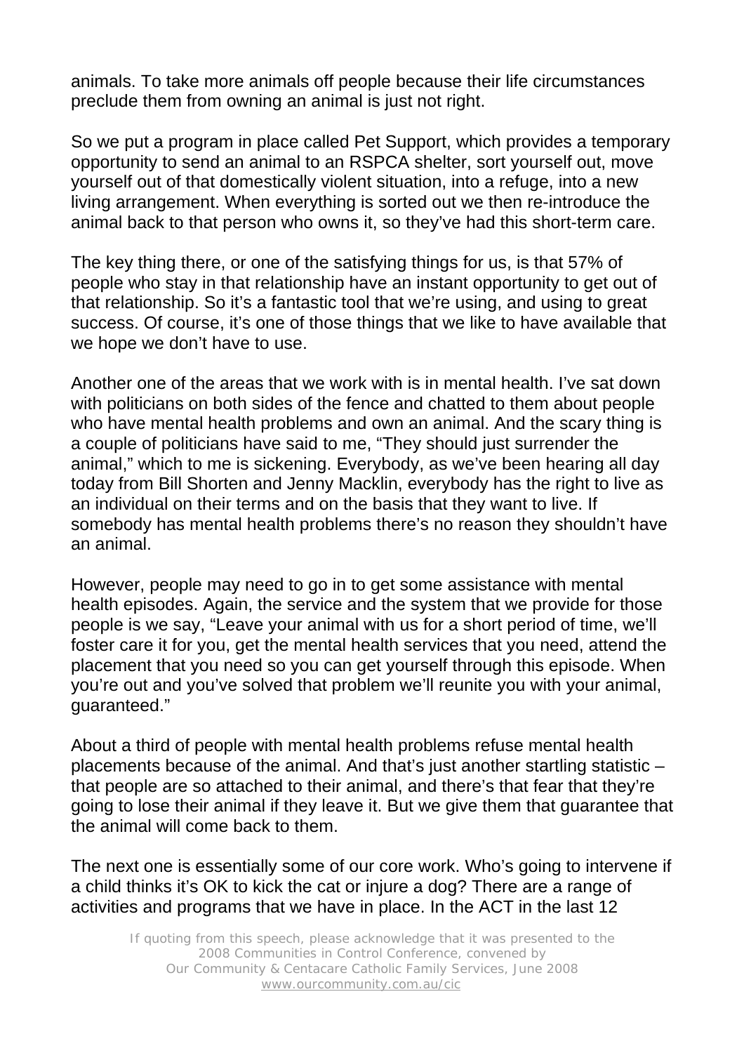animals. To take more animals off people because their life circumstances preclude them from owning an animal is just not right.

So we put a program in place called Pet Support, which provides a temporary opportunity to send an animal to an RSPCA shelter, sort yourself out, move yourself out of that domestically violent situation, into a refuge, into a new living arrangement. When everything is sorted out we then re-introduce the animal back to that person who owns it, so they've had this short-term care.

The key thing there, or one of the satisfying things for us, is that 57% of people who stay in that relationship have an instant opportunity to get out of that relationship. So it's a fantastic tool that we're using, and using to great success. Of course, it's one of those things that we like to have available that we hope we don't have to use.

Another one of the areas that we work with is in mental health. I've sat down with politicians on both sides of the fence and chatted to them about people who have mental health problems and own an animal. And the scary thing is a couple of politicians have said to me, "They should just surrender the animal," which to me is sickening. Everybody, as we've been hearing all day today from Bill Shorten and Jenny Macklin, everybody has the right to live as an individual on their terms and on the basis that they want to live. If somebody has mental health problems there's no reason they shouldn't have an animal.

However, people may need to go in to get some assistance with mental health episodes. Again, the service and the system that we provide for those people is we say, "Leave your animal with us for a short period of time, we'll foster care it for you, get the mental health services that you need, attend the placement that you need so you can get yourself through this episode. When you're out and you've solved that problem we'll reunite you with your animal, guaranteed."

About a third of people with mental health problems refuse mental health placements because of the animal. And that's just another startling statistic – that people are so attached to their animal, and there's that fear that they're going to lose their animal if they leave it. But we give them that guarantee that the animal will come back to them.

The next one is essentially some of our core work. Who's going to intervene if a child thinks it's OK to kick the cat or injure a dog? There are a range of activities and programs that we have in place. In the ACT in the last 12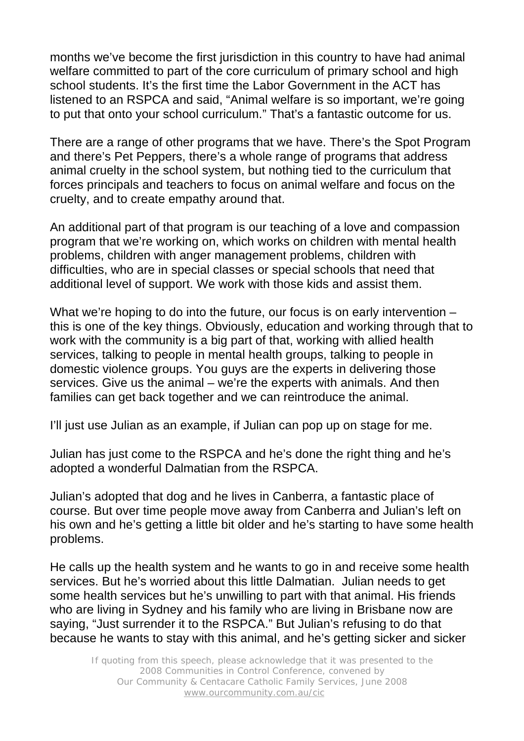months we've become the first jurisdiction in this country to have had animal welfare committed to part of the core curriculum of primary school and high school students. It's the first time the Labor Government in the ACT has listened to an RSPCA and said, "Animal welfare is so important, we're going to put that onto your school curriculum." That's a fantastic outcome for us.

There are a range of other programs that we have. There's the Spot Program and there's Pet Peppers, there's a whole range of programs that address animal cruelty in the school system, but nothing tied to the curriculum that forces principals and teachers to focus on animal welfare and focus on the cruelty, and to create empathy around that.

An additional part of that program is our teaching of a love and compassion program that we're working on, which works on children with mental health problems, children with anger management problems, children with difficulties, who are in special classes or special schools that need that additional level of support. We work with those kids and assist them.

What we're hoping to do into the future, our focus is on early intervention – this is one of the key things. Obviously, education and working through that to work with the community is a big part of that, working with allied health services, talking to people in mental health groups, talking to people in domestic violence groups. You guys are the experts in delivering those services. Give us the animal – we're the experts with animals. And then families can get back together and we can reintroduce the animal.

I'll just use Julian as an example, if Julian can pop up on stage for me.

Julian has just come to the RSPCA and he's done the right thing and he's adopted a wonderful Dalmatian from the RSPCA.

Julian's adopted that dog and he lives in Canberra, a fantastic place of course. But over time people move away from Canberra and Julian's left on his own and he's getting a little bit older and he's starting to have some health problems.

He calls up the health system and he wants to go in and receive some health services. But he's worried about this little Dalmatian. Julian needs to get some health services but he's unwilling to part with that animal. His friends who are living in Sydney and his family who are living in Brisbane now are saying, "Just surrender it to the RSPCA." But Julian's refusing to do that because he wants to stay with this animal, and he's getting sicker and sicker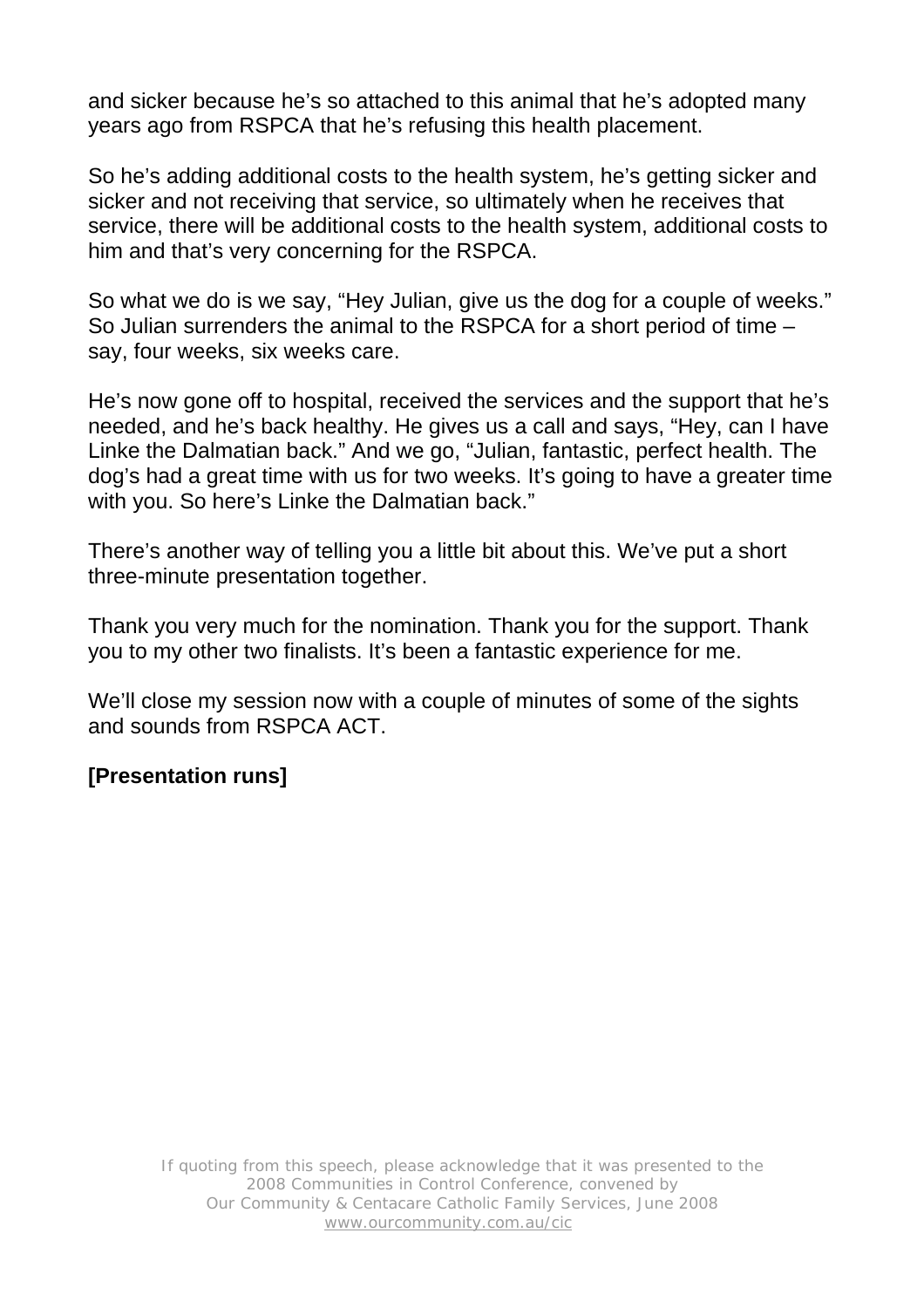and sicker because he's so attached to this animal that he's adopted many years ago from RSPCA that he's refusing this health placement.

So he's adding additional costs to the health system, he's getting sicker and sicker and not receiving that service, so ultimately when he receives that service, there will be additional costs to the health system, additional costs to him and that's very concerning for the RSPCA.

So what we do is we say, "Hey Julian, give us the dog for a couple of weeks." So Julian surrenders the animal to the RSPCA for a short period of time – say, four weeks, six weeks care.

He's now gone off to hospital, received the services and the support that he's needed, and he's back healthy. He gives us a call and says, "Hey, can I have Linke the Dalmatian back." And we go, "Julian, fantastic, perfect health. The dog's had a great time with us for two weeks. It's going to have a greater time with you. So here's Linke the Dalmatian back."

There's another way of telling you a little bit about this. We've put a short three-minute presentation together.

Thank you very much for the nomination. Thank you for the support. Thank you to my other two finalists. It's been a fantastic experience for me.

We'll close my session now with a couple of minutes of some of the sights and sounds from RSPCA ACT.

**[Presentation runs]**